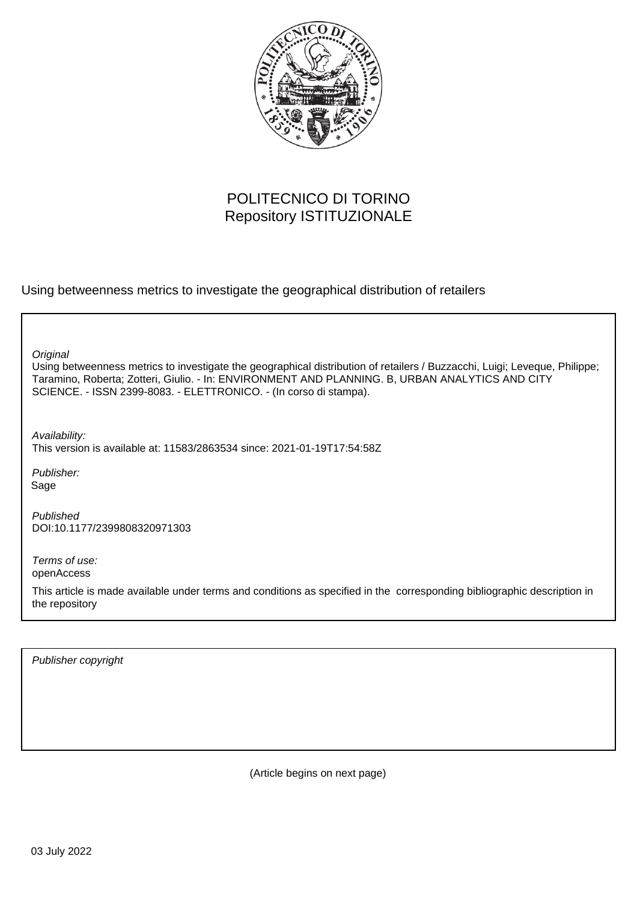POLITECNICO DI TORINO
Repository ISTITUZIONALE

Using betweenness metrics to investigate the geographical distribution of retailers

*Original*
Using betweenness metrics to investigate the geographical distribution of retailers / Buzzacchi, Luigi; Leveque, Philippe; Taramino, Roberta; Zotteri, Giulio. - In: ENVIRONMENT AND PLANNING. B, URBAN ANALYTICS AND CITY SCIENCE. - ISSN 2399-8083. - ELETTRONICO. - (In corso di stampa).

*Availability:*
This version is available at: 11583/2863534 since: 2021-01-19T17:54:58Z

*Publisher:*
Sage

*Published*
DOI:10.1177/2399808320971303

*Terms of use:*
openAccess

This article is made available under terms and conditions as specified in the corresponding bibliographic description in the repository

*Publisher copyright*

(Article begins on next page)

03 July 2022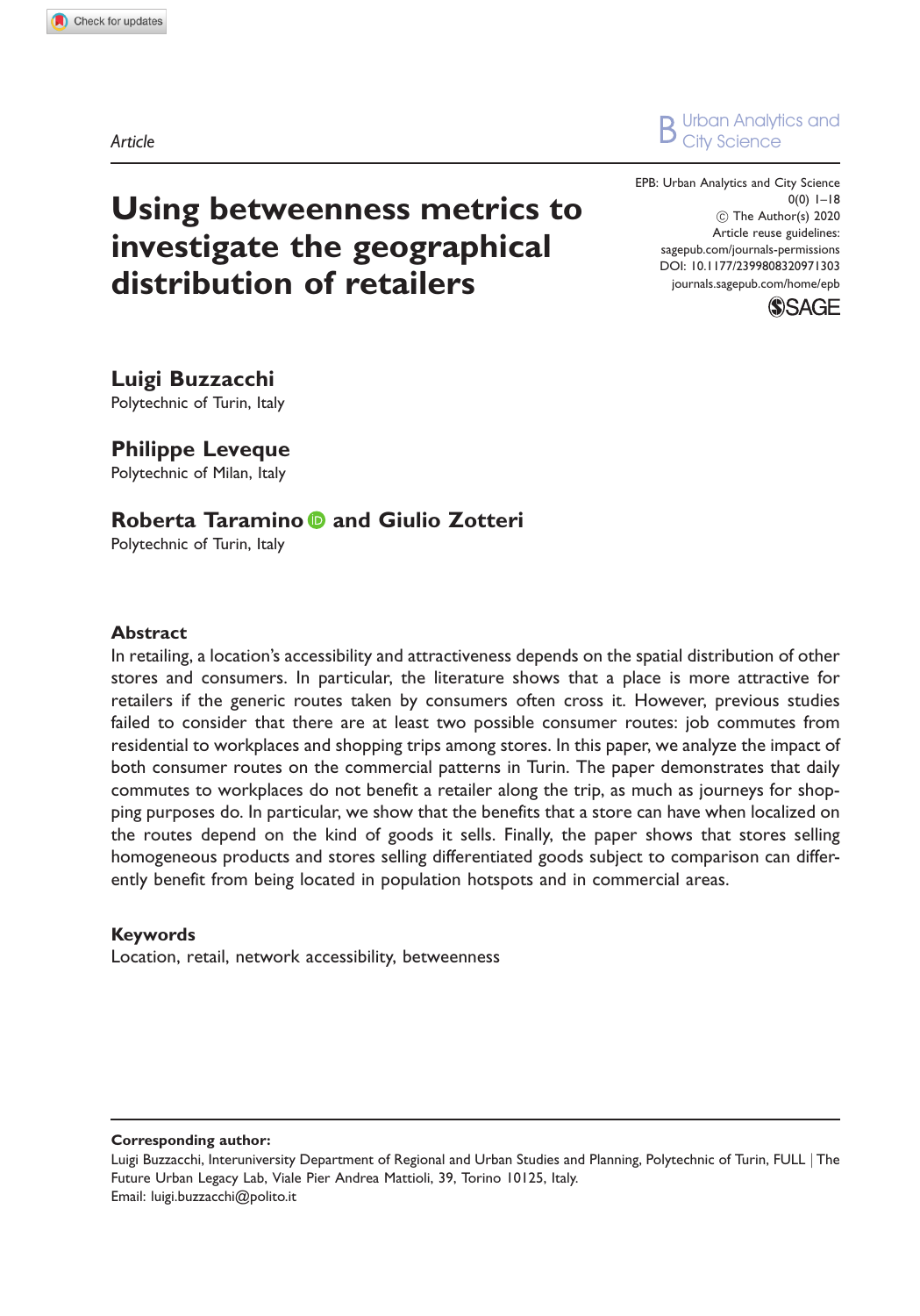Article

# Using betweenness metrics to investigate the geographical distribution of retailers

EPB: Urban Analytics and City Science
0(0) 1–18
© The Author(s) 2020
Article reuse guidelines:
sagepub.com/journals-permissions
DOI: 10.1177/2399808320971303
journals.sagepub.com/home/epb

**Luigi Buzzacchi**
Polytechnic of Turin, Italy

**Philippe Leveque**
Polytechnic of Milan, Italy

**Roberta Taramino and Giulio Zotteri**
Polytechnic of Turin, Italy

## Abstract

In retailing, a location's accessibility and attractiveness depends on the spatial distribution of other stores and consumers. In particular, the literature shows that a place is more attractive for retailers if the generic routes taken by consumers often cross it. However, previous studies failed to consider that there are at least two possible consumer routes: job commutes from residential to workplaces and shopping trips among stores. In this paper, we analyze the impact of both consumer routes on the commercial patterns in Turin. The paper demonstrates that daily commutes to workplaces do not benefit a retailer along the trip, as much as journeys for shopping purposes do. In particular, we show that the benefits that a store can have when localized on the routes depend on the kind of goods it sells. Finally, the paper shows that stores selling homogeneous products and stores selling differentiated goods subject to comparison can differently benefit from being located in population hotspots and in commercial areas.

## Keywords

Location, retail, network accessibility, betweenness

---

**Corresponding author:**
Luigi Buzzacchi, Interuniversity Department of Regional and Urban Studies and Planning, Polytechnic of Turin, FULL | The Future Urban Legacy Lab, Viale Pier Andrea Mattioli, 39, Torino 10125, Italy.
Email: luigi.buzzacchi@polito.it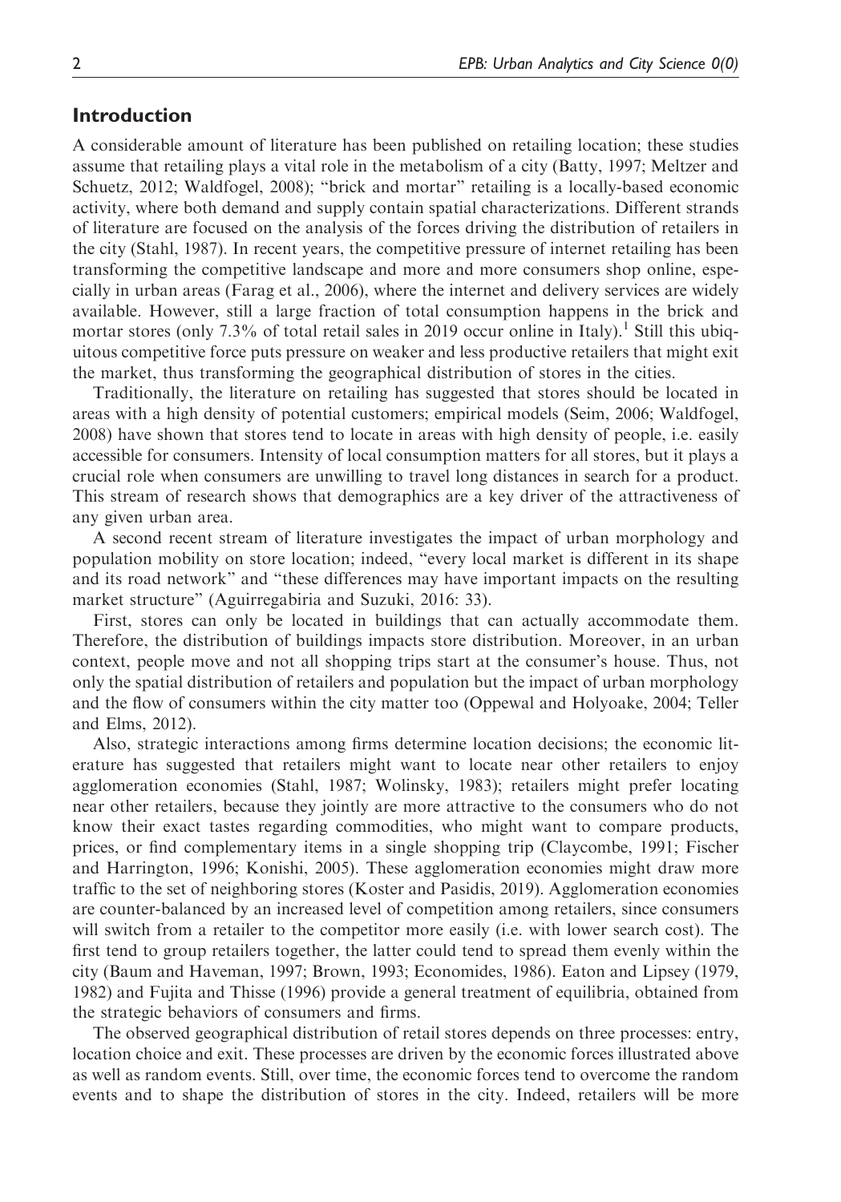## Introduction

A considerable amount of literature has been published on retailing location; these studies assume that retailing plays a vital role in the metabolism of a city (Batty, 1997; Meltzer and Schuetz, 2012; Waldfogel, 2008); "brick and mortar" retailing is a locally-based economic activity, where both demand and supply contain spatial characterizations. Different strands of literature are focused on the analysis of the forces driving the distribution of retailers in the city (Stahl, 1987). In recent years, the competitive pressure of internet retailing has been transforming the competitive landscape and more and more consumers shop online, especially in urban areas (Farag et al., 2006), where the internet and delivery services are widely available. However, still a large fraction of total consumption happens in the brick and mortar stores (only 7.3% of total retail sales in 2019 occur online in Italy).[1] Still this ubiquitous competitive force puts pressure on weaker and less productive retailers that might exit the market, thus transforming the geographical distribution of stores in the cities.

Traditionally, the literature on retailing has suggested that stores should be located in areas with a high density of potential customers; empirical models (Seim, 2006; Waldfogel, 2008) have shown that stores tend to locate in areas with high density of people, i.e. easily accessible for consumers. Intensity of local consumption matters for all stores, but it plays a crucial role when consumers are unwilling to travel long distances in search for a product. This stream of research shows that demographics are a key driver of the attractiveness of any given urban area.

A second recent stream of literature investigates the impact of urban morphology and population mobility on store location; indeed, "every local market is different in its shape and its road network" and "these differences may have important impacts on the resulting market structure" (Aguirregabiria and Suzuki, 2016: 33).

First, stores can only be located in buildings that can actually accommodate them. Therefore, the distribution of buildings impacts store distribution. Moreover, in an urban context, people move and not all shopping trips start at the consumer's house. Thus, not only the spatial distribution of retailers and population but the impact of urban morphology and the flow of consumers within the city matter too (Oppewal and Holyoake, 2004; Teller and Elms, 2012).

Also, strategic interactions among firms determine location decisions; the economic literature has suggested that retailers might want to locate near other retailers to enjoy agglomeration economies (Stahl, 1987; Wolinsky, 1983); retailers might prefer locating near other retailers, because they jointly are more attractive to the consumers who do not know their exact tastes regarding commodities, who might want to compare products, prices, or find complementary items in a single shopping trip (Claycombe, 1991; Fischer and Harrington, 1996; Konishi, 2005). These agglomeration economies might draw more traffic to the set of neighboring stores (Koster and Pasidis, 2019). Agglomeration economies are counter-balanced by an increased level of competition among retailers, since consumers will switch from a retailer to the competitor more easily (i.e. with lower search cost). The first tend to group retailers together, the latter could tend to spread them evenly within the city (Baum and Haveman, 1997; Brown, 1993; Economides, 1986). Eaton and Lipsey (1979, 1982) and Fujita and Thisse (1996) provide a general treatment of equilibria, obtained from the strategic behaviors of consumers and firms.

The observed geographical distribution of retail stores depends on three processes: entry, location choice and exit. These processes are driven by the economic forces illustrated above as well as random events. Still, over time, the economic forces tend to overcome the random events and to shape the distribution of stores in the city. Indeed, retailers will be more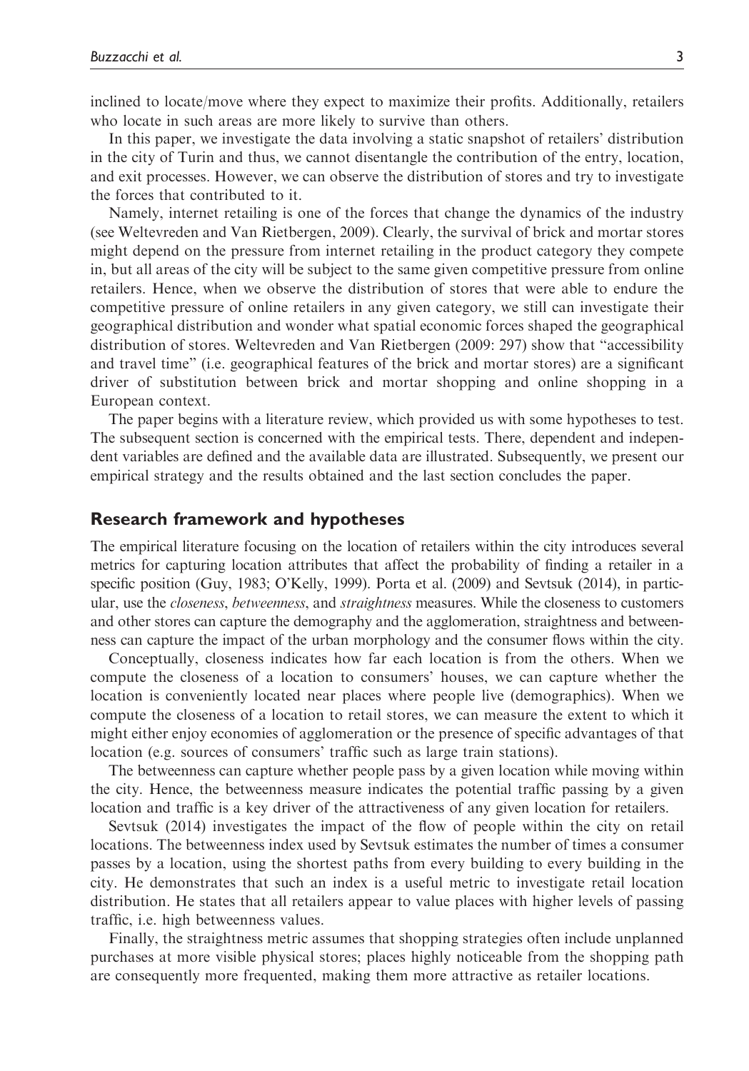inclined to locate/move where they expect to maximize their profits. Additionally, retailers who locate in such areas are more likely to survive than others.

In this paper, we investigate the data involving a static snapshot of retailers' distribution in the city of Turin and thus, we cannot disentangle the contribution of the entry, location, and exit processes. However, we can observe the distribution of stores and try to investigate the forces that contributed to it.

Namely, internet retailing is one of the forces that change the dynamics of the industry (see Weltevreden and Van Rietbergen, 2009). Clearly, the survival of brick and mortar stores might depend on the pressure from internet retailing in the product category they compete in, but all areas of the city will be subject to the same given competitive pressure from online retailers. Hence, when we observe the distribution of stores that were able to endure the competitive pressure of online retailers in any given category, we still can investigate their geographical distribution and wonder what spatial economic forces shaped the geographical distribution of stores. Weltevreden and Van Rietbergen (2009: 297) show that "accessibility and travel time" (i.e. geographical features of the brick and mortar stores) are a significant driver of substitution between brick and mortar shopping and online shopping in a European context.

The paper begins with a literature review, which provided us with some hypotheses to test. The subsequent section is concerned with the empirical tests. There, dependent and independent variables are defined and the available data are illustrated. Subsequently, we present our empirical strategy and the results obtained and the last section concludes the paper.

## Research framework and hypotheses

The empirical literature focusing on the location of retailers within the city introduces several metrics for capturing location attributes that affect the probability of finding a retailer in a specific position (Guy, 1983; O'Kelly, 1999). Porta et al. (2009) and Sevtsuk (2014), in particular, use the *closeness*, *betweenness*, and *straightness* measures. While the closeness to customers and other stores can capture the demography and the agglomeration, straightness and betweenness can capture the impact of the urban morphology and the consumer flows within the city.

Conceptually, closeness indicates how far each location is from the others. When we compute the closeness of a location to consumers' houses, we can capture whether the location is conveniently located near places where people live (demographics). When we compute the closeness of a location to retail stores, we can measure the extent to which it might either enjoy economies of agglomeration or the presence of specific advantages of that location (e.g. sources of consumers' traffic such as large train stations).

The betweenness can capture whether people pass by a given location while moving within the city. Hence, the betweenness measure indicates the potential traffic passing by a given location and traffic is a key driver of the attractiveness of any given location for retailers.

Sevtsuk (2014) investigates the impact of the flow of people within the city on retail locations. The betweenness index used by Sevtsuk estimates the number of times a consumer passes by a location, using the shortest paths from every building to every building in the city. He demonstrates that such an index is a useful metric to investigate retail location distribution. He states that all retailers appear to value places with higher levels of passing traffic, i.e. high betweenness values.

Finally, the straightness metric assumes that shopping strategies often include unplanned purchases at more visible physical stores; places highly noticeable from the shopping path are consequently more frequented, making them more attractive as retailer locations.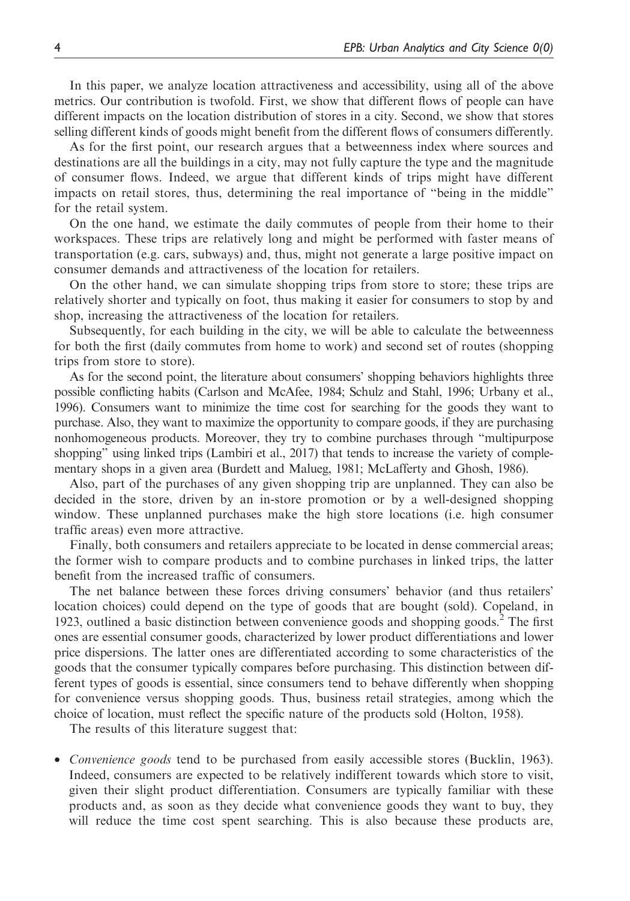In this paper, we analyze location attractiveness and accessibility, using all of the above metrics. Our contribution is twofold. First, we show that different flows of people can have different impacts on the location distribution of stores in a city. Second, we show that stores selling different kinds of goods might benefit from the different flows of consumers differently.

As for the first point, our research argues that a betweenness index where sources and destinations are all the buildings in a city, may not fully capture the type and the magnitude of consumer flows. Indeed, we argue that different kinds of trips might have different impacts on retail stores, thus, determining the real importance of "being in the middle" for the retail system.

On the one hand, we estimate the daily commutes of people from their home to their workspaces. These trips are relatively long and might be performed with faster means of transportation (e.g. cars, subways) and, thus, might not generate a large positive impact on consumer demands and attractiveness of the location for retailers.

On the other hand, we can simulate shopping trips from store to store; these trips are relatively shorter and typically on foot, thus making it easier for consumers to stop by and shop, increasing the attractiveness of the location for retailers.

Subsequently, for each building in the city, we will be able to calculate the betweenness for both the first (daily commutes from home to work) and second set of routes (shopping trips from store to store).

As for the second point, the literature about consumers' shopping behaviors highlights three possible conflicting habits (Carlson and McAfee, 1984; Schulz and Stahl, 1996; Urbany et al., 1996). Consumers want to minimize the time cost for searching for the goods they want to purchase. Also, they want to maximize the opportunity to compare goods, if they are purchasing nonhomogeneous products. Moreover, they try to combine purchases through "multipurpose shopping" using linked trips (Lambiri et al., 2017) that tends to increase the variety of complementary shops in a given area (Burdett and Malueg, 1981; McLafferty and Ghosh, 1986).

Also, part of the purchases of any given shopping trip are unplanned. They can also be decided in the store, driven by an in-store promotion or by a well-designed shopping window. These unplanned purchases make the high store locations (i.e. high consumer traffic areas) even more attractive.

Finally, both consumers and retailers appreciate to be located in dense commercial areas; the former wish to compare products and to combine purchases in linked trips, the latter benefit from the increased traffic of consumers.

The net balance between these forces driving consumers' behavior (and thus retailers' location choices) could depend on the type of goods that are bought (sold). Copeland, in 1923, outlined a basic distinction between convenience goods and shopping goods.[2] The first ones are essential consumer goods, characterized by lower product differentiations and lower price dispersions. The latter ones are differentiated according to some characteristics of the goods that the consumer typically compares before purchasing. This distinction between different types of goods is essential, since consumers tend to behave differently when shopping for convenience versus shopping goods. Thus, business retail strategies, among which the choice of location, must reflect the specific nature of the products sold (Holton, 1958).

The results of this literature suggest that:

- *Convenience goods* tend to be purchased from easily accessible stores (Bucklin, 1963). Indeed, consumers are expected to be relatively indifferent towards which store to visit, given their slight product differentiation. Consumers are typically familiar with these products and, as soon as they decide what convenience goods they want to buy, they will reduce the time cost spent searching. This is also because these products are,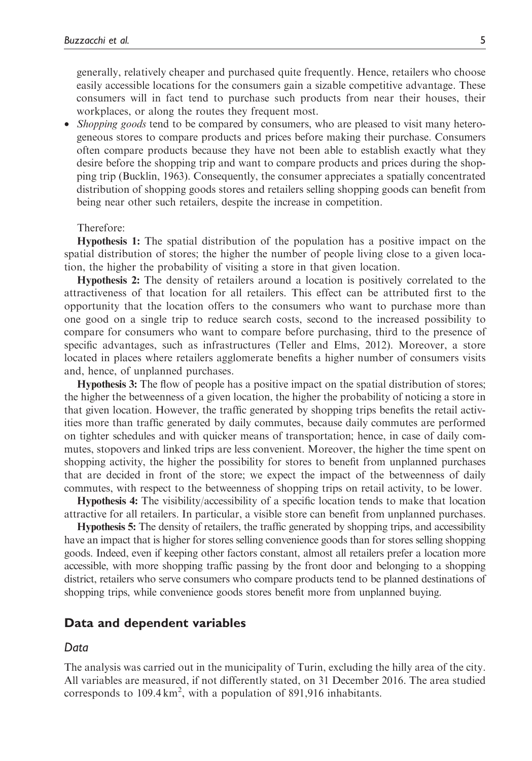generally, relatively cheaper and purchased quite frequently. Hence, retailers who choose easily accessible locations for the consumers gain a sizable competitive advantage. These consumers will in fact tend to purchase such products from near their houses, their workplaces, or along the routes they frequent most.

- *Shopping goods* tend to be compared by consumers, who are pleased to visit many heterogeneous stores to compare products and prices before making their purchase. Consumers often compare products because they have not been able to establish exactly what they desire before the shopping trip and want to compare products and prices during the shopping trip (Bucklin, 1963). Consequently, the consumer appreciates a spatially concentrated distribution of shopping goods stores and retailers selling shopping goods can benefit from being near other such retailers, despite the increase in competition.

Therefore:

**Hypothesis 1:** The spatial distribution of the population has a positive impact on the spatial distribution of stores; the higher the number of people living close to a given location, the higher the probability of visiting a store in that given location.

**Hypothesis 2:** The density of retailers around a location is positively correlated to the attractiveness of that location for all retailers. This effect can be attributed first to the opportunity that the location offers to the consumers who want to purchase more than one good on a single trip to reduce search costs, second to the increased possibility to compare for consumers who want to compare before purchasing, third to the presence of specific advantages, such as infrastructures (Teller and Elms, 2012). Moreover, a store located in places where retailers agglomerate benefits a higher number of consumers visits and, hence, of unplanned purchases.

**Hypothesis 3:** The flow of people has a positive impact on the spatial distribution of stores; the higher the betweenness of a given location, the higher the probability of noticing a store in that given location. However, the traffic generated by shopping trips benefits the retail activities more than traffic generated by daily commutes, because daily commutes are performed on tighter schedules and with quicker means of transportation; hence, in case of daily commutes, stopovers and linked trips are less convenient. Moreover, the higher the time spent on shopping activity, the higher the possibility for stores to benefit from unplanned purchases that are decided in front of the store; we expect the impact of the betweenness of daily commutes, with respect to the betweenness of shopping trips on retail activity, to be lower.

**Hypothesis 4:** The visibility/accessibility of a specific location tends to make that location attractive for all retailers. In particular, a visible store can benefit from unplanned purchases.

**Hypothesis 5:** The density of retailers, the traffic generated by shopping trips, and accessibility have an impact that is higher for stores selling convenience goods than for stores selling shopping goods. Indeed, even if keeping other factors constant, almost all retailers prefer a location more accessible, with more shopping traffic passing by the front door and belonging to a shopping district, retailers who serve consumers who compare products tend to be planned destinations of shopping trips, while convenience goods stores benefit more from unplanned buying.

## Data and dependent variables

### *Data*

The analysis was carried out in the municipality of Turin, excluding the hilly area of the city. All variables are measured, if not differently stated, on 31 December 2016. The area studied corresponds to $109.4\,\text{km}^2$, with a population of 891,916 inhabitants.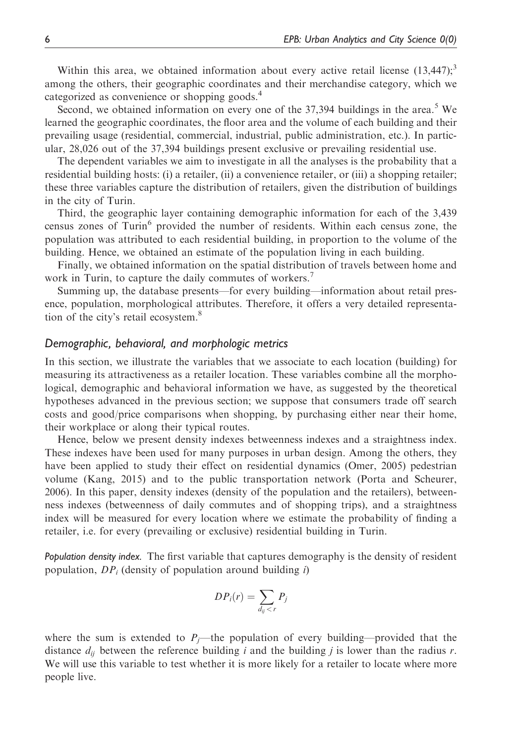Within this area, we obtained information about every active retail license (13,447);[3] among the others, their geographic coordinates and their merchandise category, which we categorized as convenience or shopping goods.[4]

Second, we obtained information on every one of the 37,394 buildings in the area.[5] We learned the geographic coordinates, the floor area and the volume of each building and their prevailing usage (residential, commercial, industrial, public administration, etc.). In particular, 28,026 out of the 37,394 buildings present exclusive or prevailing residential use.

The dependent variables we aim to investigate in all the analyses is the probability that a residential building hosts: (i) a retailer, (ii) a convenience retailer, or (iii) a shopping retailer; these three variables capture the distribution of retailers, given the distribution of buildings in the city of Turin.

Third, the geographic layer containing demographic information for each of the 3,439 census zones of Turin[6] provided the number of residents. Within each census zone, the population was attributed to each residential building, in proportion to the volume of the building. Hence, we obtained an estimate of the population living in each building.

Finally, we obtained information on the spatial distribution of travels between home and work in Turin, to capture the daily commutes of workers.[7]

Summing up, the database presents—for every building—information about retail presence, population, morphological attributes. Therefore, it offers a very detailed representation of the city's retail ecosystem.[8]

### *Demographic, behavioral, and morphologic metrics*

In this section, we illustrate the variables that we associate to each location (building) for measuring its attractiveness as a retailer location. These variables combine all the morphological, demographic and behavioral information we have, as suggested by the theoretical hypotheses advanced in the previous section; we suppose that consumers trade off search costs and good/price comparisons when shopping, by purchasing either near their home, their workplace or along their typical routes.

Hence, below we present density indexes betweenness indexes and a straightness index. These indexes have been used for many purposes in urban design. Among the others, they have been applied to study their effect on residential dynamics (Omer, 2005) pedestrian volume (Kang, 2015) and to the public transportation network (Porta and Scheurer, 2006). In this paper, density indexes (density of the population and the retailers), betweenness indexes (betweenness of daily commutes and of shopping trips), and a straightness index will be measured for every location where we estimate the probability of finding a retailer, i.e. for every (prevailing or exclusive) residential building in Turin.

*Population density index.* The first variable that captures demography is the density of resident population, $DP_i$ (density of population around building $i$)

$$DP_i(r) = \sum_{d_{ij} < r} P_j$$

where the sum is extended to $P_j$—the population of every building—provided that the distance $d_{ij}$ between the reference building $i$ and the building $j$ is lower than the radius $r$. We will use this variable to test whether it is more likely for a retailer to locate where more people live.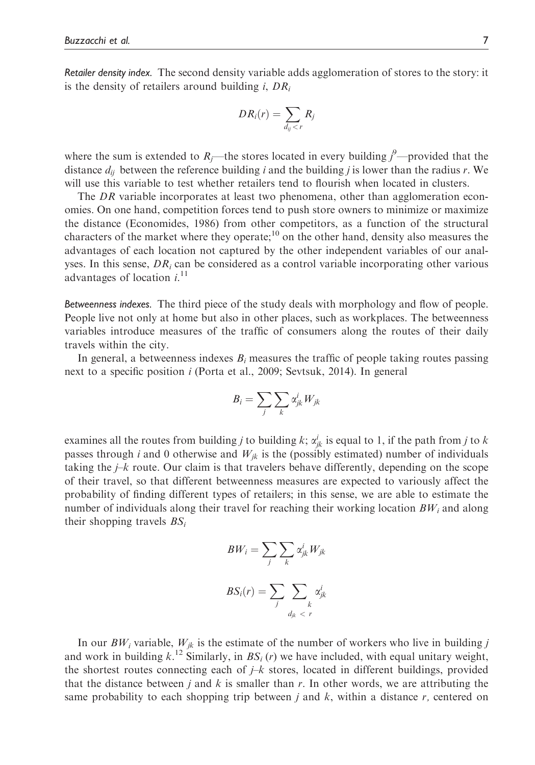*Retailer density index.* The second density variable adds agglomeration of stores to the story: it is the density of retailers around building $i$, $DR_i$

$$DR_i(r) = \sum_{d_{ij} < r} R_j$$

where the sum is extended to $R_j$—the stores located in every building $j$[9]—provided that the distance $d_{ij}$ between the reference building $i$ and the building $j$ is lower than the radius $r$. We will use this variable to test whether retailers tend to flourish when located in clusters.

The $DR$ variable incorporates at least two phenomena, other than agglomeration economies. On one hand, competition forces tend to push store owners to minimize or maximize the distance (Economides, 1986) from other competitors, as a function of the structural characters of the market where they operate;[10] on the other hand, density also measures the advantages of each location not captured by the other independent variables of our analyses. In this sense, $DR_i$ can be considered as a control variable incorporating other various advantages of location $i$.[11]

*Betweenness indexes.* The third piece of the study deals with morphology and flow of people. People live not only at home but also in other places, such as workplaces. The betweenness variables introduce measures of the traffic of consumers along the routes of their daily travels within the city.

In general, a betweenness indexes $B_i$ measures the traffic of people taking routes passing next to a specific position $i$ (Porta et al., 2009; Sevtsuk, 2014). In general

$$B_i = \sum_j \sum_k \alpha^i_{jk} W_{jk}$$

examines all the routes from building $j$ to building $k$; $\alpha^i_{jk}$ is equal to 1, if the path from $j$ to $k$ passes through $i$ and 0 otherwise and $W_{jk}$ is the (possibly estimated) number of individuals taking the $j$–$k$ route. Our claim is that travelers behave differently, depending on the scope of their travel, so that different betweenness measures are expected to variously affect the probability of finding different types of retailers; in this sense, we are able to estimate the number of individuals along their travel for reaching their working location $BW_i$ and along their shopping travels $BS_i$

$$BW_i = \sum_j \sum_k \alpha^i_{jk} W_{jk}$$

$$BS_i(r) = \sum_j \sum_{\substack{k \\ d_{jk} < r}} \alpha^i_{jk}$$

In our $BW_i$ variable, $W_{jk}$ is the estimate of the number of workers who live in building $j$ and work in building $k$.[12] Similarly, in $BS_i(r)$ we have included, with equal unitary weight, the shortest routes connecting each of $j$–$k$ stores, located in different buildings, provided that the distance between $j$ and $k$ is smaller than $r$. In other words, we are attributing the same probability to each shopping trip between $j$ and $k$, within a distance $r$, centered on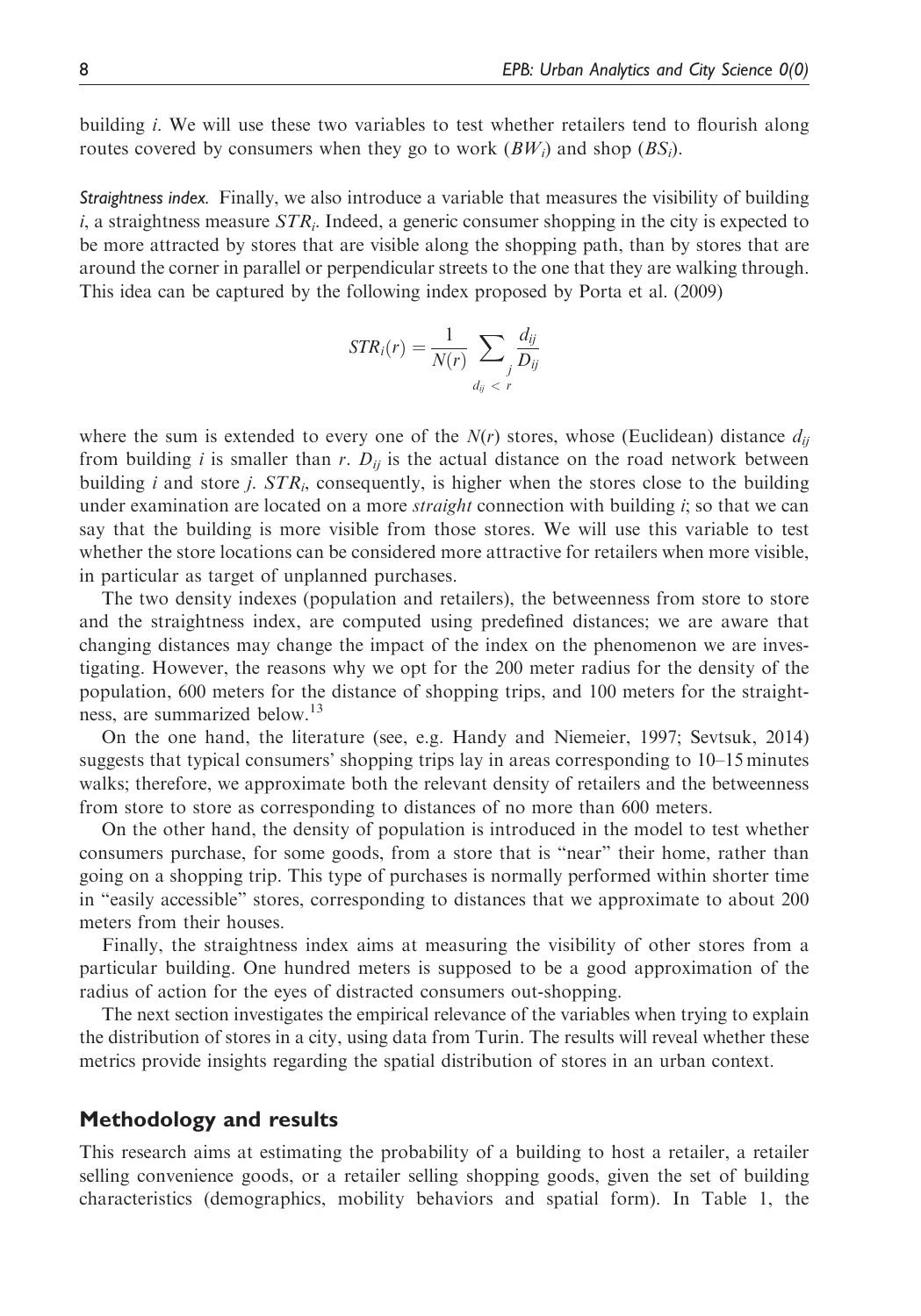building $i$. We will use these two variables to test whether retailers tend to flourish along routes covered by consumers when they go to work ($BW_i$) and shop ($BS_i$).

*Straightness index.* Finally, we also introduce a variable that measures the visibility of building $i$, a straightness measure $STR_i$. Indeed, a generic consumer shopping in the city is expected to be more attracted by stores that are visible along the shopping path, than by stores that are around the corner in parallel or perpendicular streets to the one that they are walking through. This idea can be captured by the following index proposed by Porta et al. (2009)

$$STR_i(r) = \frac{1}{N(r)} \sum_{\substack{j \\ d_{ij} < r}} \frac{d_{ij}}{D_{ij}}$$

where the sum is extended to every one of the $N(r)$ stores, whose (Euclidean) distance $d_{ij}$ from building $i$ is smaller than $r$. $D_{ij}$ is the actual distance on the road network between building $i$ and store $j$. $STR_i$, consequently, is higher when the stores close to the building under examination are located on a more *straight* connection with building $i$; so that we can say that the building is more visible from those stores. We will use this variable to test whether the store locations can be considered more attractive for retailers when more visible, in particular as target of unplanned purchases.

The two density indexes (population and retailers), the betweenness from store to store and the straightness index, are computed using predefined distances; we are aware that changing distances may change the impact of the index on the phenomenon we are investigating. However, the reasons why we opt for the 200 meter radius for the density of the population, 600 meters for the distance of shopping trips, and 100 meters for the straightness, are summarized below.[13]

On the one hand, the literature (see, e.g. Handy and Niemeier, 1997; Sevtsuk, 2014) suggests that typical consumers' shopping trips lay in areas corresponding to 10–15 minutes walks; therefore, we approximate both the relevant density of retailers and the betweenness from store to store as corresponding to distances of no more than 600 meters.

On the other hand, the density of population is introduced in the model to test whether consumers purchase, for some goods, from a store that is "near" their home, rather than going on a shopping trip. This type of purchases is normally performed within shorter time in "easily accessible" stores, corresponding to distances that we approximate to about 200 meters from their houses.

Finally, the straightness index aims at measuring the visibility of other stores from a particular building. One hundred meters is supposed to be a good approximation of the radius of action for the eyes of distracted consumers out-shopping.

The next section investigates the empirical relevance of the variables when trying to explain the distribution of stores in a city, using data from Turin. The results will reveal whether these metrics provide insights regarding the spatial distribution of stores in an urban context.

## Methodology and results

This research aims at estimating the probability of a building to host a retailer, a retailer selling convenience goods, or a retailer selling shopping goods, given the set of building characteristics (demographics, mobility behaviors and spatial form). In Table 1, the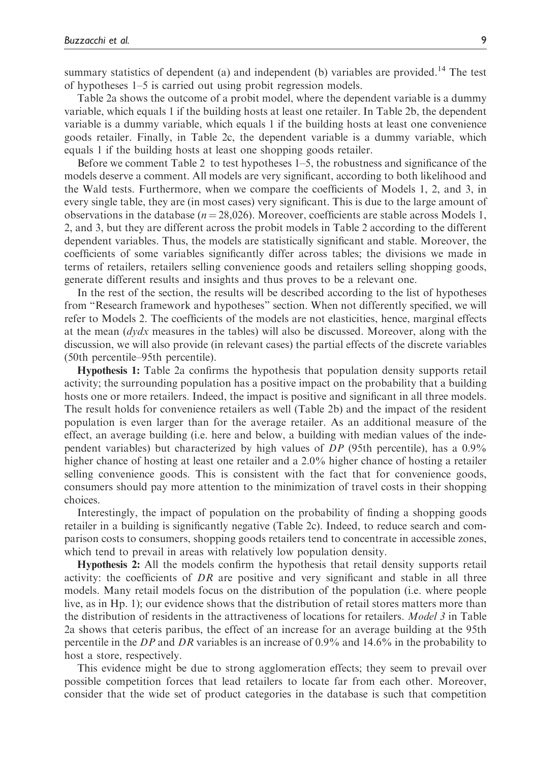summary statistics of dependent (a) and independent (b) variables are provided.[14] The test of hypotheses 1–5 is carried out using probit regression models.

Table 2a shows the outcome of a probit model, where the dependent variable is a dummy variable, which equals 1 if the building hosts at least one retailer. In Table 2b, the dependent variable is a dummy variable, which equals 1 if the building hosts at least one convenience goods retailer. Finally, in Table 2c, the dependent variable is a dummy variable, which equals 1 if the building hosts at least one shopping goods retailer.

Before we comment Table 2 to test hypotheses 1–5, the robustness and significance of the models deserve a comment. All models are very significant, according to both likelihood and the Wald tests. Furthermore, when we compare the coefficients of Models 1, 2, and 3, in every single table, they are (in most cases) very significant. This is due to the large amount of observations in the database ($n = 28{,}026$). Moreover, coefficients are stable across Models 1, 2, and 3, but they are different across the probit models in Table 2 according to the different dependent variables. Thus, the models are statistically significant and stable. Moreover, the coefficients of some variables significantly differ across tables; the divisions we made in terms of retailers, retailers selling convenience goods and retailers selling shopping goods, generate different results and insights and thus proves to be a relevant one.

In the rest of the section, the results will be described according to the list of hypotheses from "Research framework and hypotheses" section. When not differently specified, we will refer to Models 2. The coefficients of the models are not elasticities, hence, marginal effects at the mean (*dydx* measures in the tables) will also be discussed. Moreover, along with the discussion, we will also provide (in relevant cases) the partial effects of the discrete variables (50th percentile–95th percentile).

**Hypothesis 1:** Table 2a confirms the hypothesis that population density supports retail activity; the surrounding population has a positive impact on the probability that a building hosts one or more retailers. Indeed, the impact is positive and significant in all three models. The result holds for convenience retailers as well (Table 2b) and the impact of the resident population is even larger than for the average retailer. As an additional measure of the effect, an average building (i.e. here and below, a building with median values of the independent variables) but characterized by high values of *DP* (95th percentile), has a 0.9% higher chance of hosting at least one retailer and a 2.0% higher chance of hosting a retailer selling convenience goods. This is consistent with the fact that for convenience goods, consumers should pay more attention to the minimization of travel costs in their shopping choices.

Interestingly, the impact of population on the probability of finding a shopping goods retailer in a building is significantly negative (Table 2c). Indeed, to reduce search and comparison costs to consumers, shopping goods retailers tend to concentrate in accessible zones, which tend to prevail in areas with relatively low population density.

**Hypothesis 2:** All the models confirm the hypothesis that retail density supports retail activity: the coefficients of *DR* are positive and very significant and stable in all three models. Many retail models focus on the distribution of the population (i.e. where people live, as in Hp. 1); our evidence shows that the distribution of retail stores matters more than the distribution of residents in the attractiveness of locations for retailers. *Model 3* in Table 2a shows that ceteris paribus, the effect of an increase for an average building at the 95th percentile in the *DP* and *DR* variables is an increase of 0.9% and 14.6% in the probability to host a store, respectively.

This evidence might be due to strong agglomeration effects; they seem to prevail over possible competition forces that lead retailers to locate far from each other. Moreover, consider that the wide set of product categories in the database is such that competition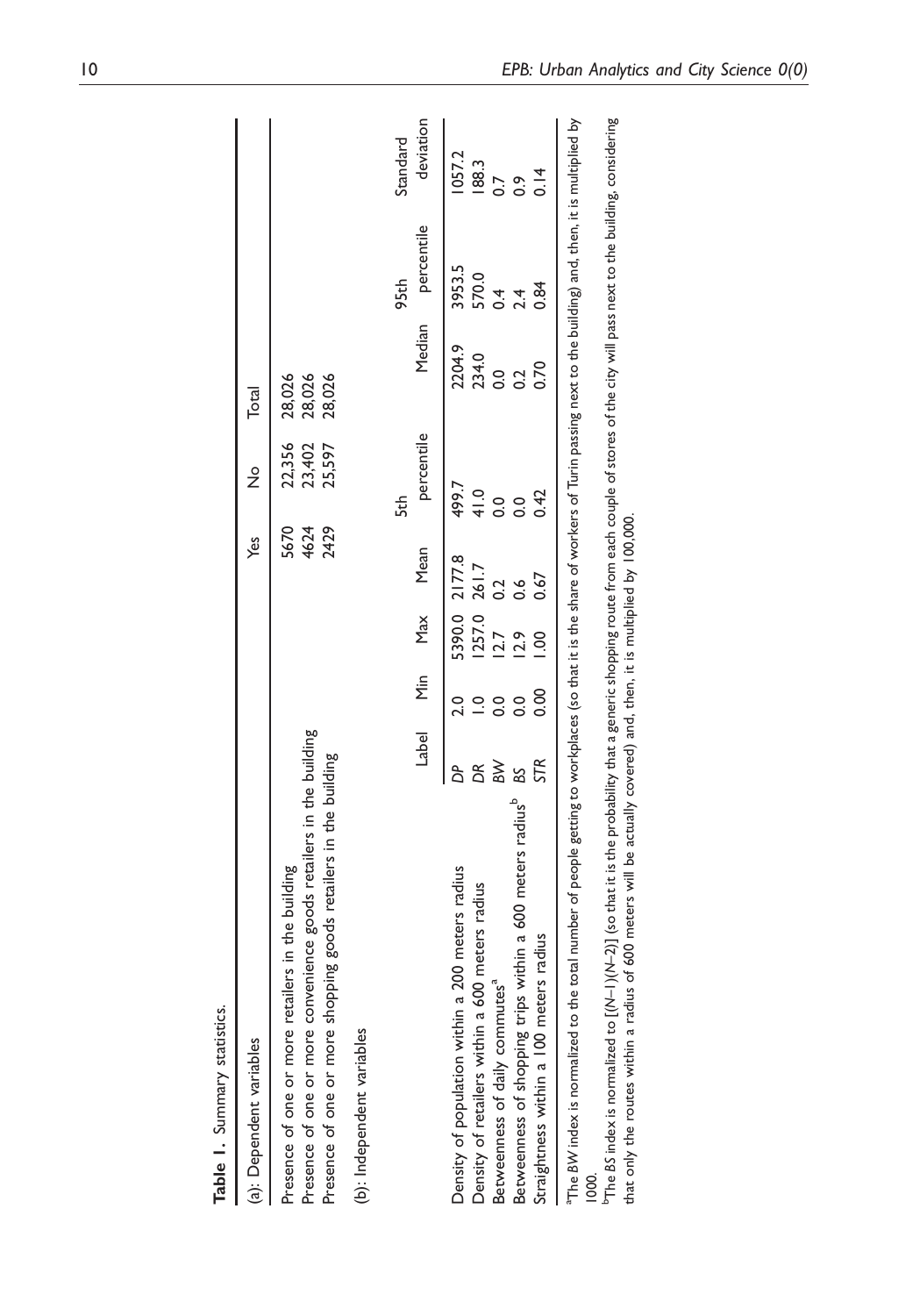**Table 1.** Summary statistics.

| (a): Dependent variables | Yes | No | Total |
|---|---|---|---|
| Presence of one or more retailers in the building | 5670 | 22,356 | 28,026 |
| Presence of one or more convenience goods retailers in the building | 4624 | 23,402 | 28,026 |
| Presence of one or more shopping goods retailers in the building | 2429 | 25,597 | 28,026 |

| (b): Independent variables | Label | Min | Max | Mean | 5th percentile | Median | 95th percentile | Standard deviation |
|---|---|---|---|---|---|---|---|---|
| Density of population within a 200 meters radius | *DP* | 2.0 | 5390.0 | 2177.8 | 499.7 | 2204.9 | 3953.5 | 1057.2 |
| Density of retailers within a 600 meters radius | *DR* | 1.0 | 1257.0 | 261.7 | 41.0 | 234.0 | 570.0 | 188.3 |
| Betweenness of daily commutes[a] | *BW* | 0.0 | 12.7 | 0.2 | 0.0 | 0.0 | 0.4 | 0.7 |
| Betweenness of shopping trips within a 600 meters radius[b] | *BS* | 0.0 | 12.9 | 0.6 | 0.0 | 0.2 | 2.4 | 0.9 |
| Straightness within a 100 meters radius | *STR* | 0.00 | 1.00 | 0.67 | 0.42 | 0.70 | 0.84 | 0.14 |

[a]The *BW* index is normalized to the total number of people getting to workplaces (so that it is the share of workers of Turin passing next to the building) and, then, it is multiplied by 1000.

[b]The *BS* index is normalized to [(*N*−1)(*N*−2)] (so that it is the probability that a generic shopping route from each couple of stores of the city will pass next to the building, considering that only the routes within a radius of 600 meters will be actually covered) and, then, it is multiplied by 100,000.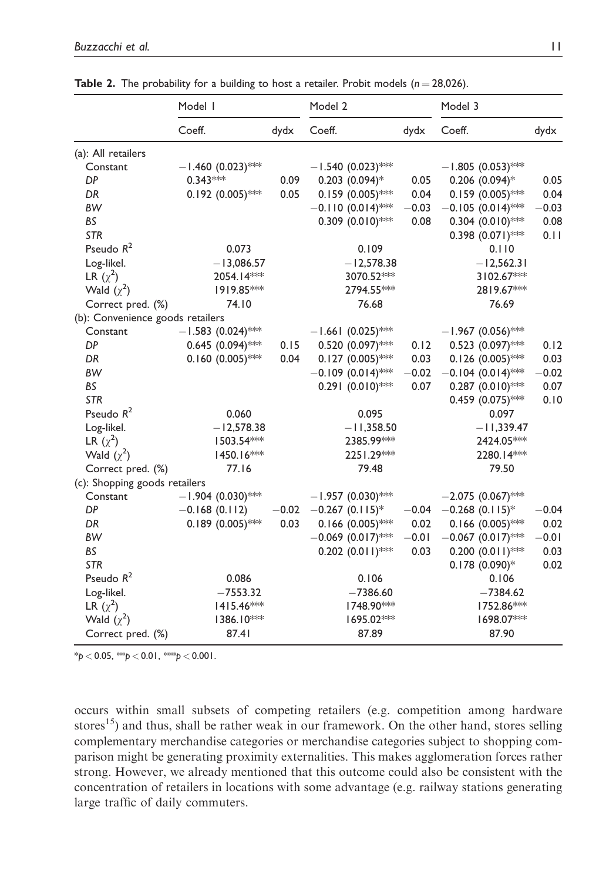**Table 2.** The probability for a building to host a retailer. Probit models ($n = 28{,}026$).

| | Model 1 | | Model 2 | | Model 3 | |
|---|---|---|---|---|---|---|
| | Coeff. | dydx | Coeff. | dydx | Coeff. | dydx |
| (a): All retailers | | | | | | |
| Constant | −1.460 (0.023)*** | | −1.540 (0.023)*** | | −1.805 (0.053)*** | |
| *DP* | 0.343*** | 0.09 | 0.203 (0.094)* | 0.05 | 0.206 (0.094)* | 0.05 |
| *DR* | 0.192 (0.005)*** | 0.05 | 0.159 (0.005)*** | 0.04 | 0.159 (0.005)*** | 0.04 |
| *BW* | | | −0.110 (0.014)*** | −0.03 | −0.105 (0.014)*** | −0.03 |
| *BS* | | | 0.309 (0.010)*** | 0.08 | 0.304 (0.010)*** | 0.08 |
| *STR* | | | | | 0.398 (0.071)*** | 0.11 |
| Pseudo $R^2$ | 0.073 | | 0.109 | | 0.110 | |
| Log-likel. | −13,086.57 | | −12,578.38 | | −12,562.31 | |
| LR ($\chi^2$) | 2054.14*** | | 3070.52*** | | 3102.67*** | |
| Wald ($\chi^2$) | 1919.85*** | | 2794.55*** | | 2819.67*** | |
| Correct pred. (%) | 74.10 | | 76.68 | | 76.69 | |
| (b): Convenience goods retailers | | | | | | |
| Constant | −1.583 (0.024)*** | | −1.661 (0.025)*** | | −1.967 (0.056)*** | |
| *DP* | 0.645 (0.094)*** | 0.15 | 0.520 (0.097)*** | 0.12 | 0.523 (0.097)*** | 0.12 |
| *DR* | 0.160 (0.005)*** | 0.04 | 0.127 (0.005)*** | 0.03 | 0.126 (0.005)*** | 0.03 |
| *BW* | | | −0.109 (0.014)*** | −0.02 | −0.104 (0.014)*** | −0.02 |
| *BS* | | | 0.291 (0.010)*** | 0.07 | 0.287 (0.010)*** | 0.07 |
| *STR* | | | | | 0.459 (0.075)*** | 0.10 |
| Pseudo $R^2$ | 0.060 | | 0.095 | | 0.097 | |
| Log-likel. | −12,578.38 | | −11,358.50 | | −11,339.47 | |
| LR ($\chi^2$) | 1503.54*** | | 2385.99*** | | 2424.05*** | |
| Wald ($\chi^2$) | 1450.16*** | | 2251.29*** | | 2280.14*** | |
| Correct pred. (%) | 77.16 | | 79.48 | | 79.50 | |
| (c): Shopping goods retailers | | | | | | |
| Constant | −1.904 (0.030)*** | | −1.957 (0.030)*** | | −2.075 (0.067)*** | |
| *DP* | −0.168 (0.112) | −0.02 | −0.267 (0.115)* | −0.04 | −0.268 (0.115)* | −0.04 |
| *DR* | 0.189 (0.005)*** | 0.03 | 0.166 (0.005)*** | 0.02 | 0.166 (0.005)*** | 0.02 |
| *BW* | | | −0.069 (0.017)*** | −0.01 | −0.067 (0.017)*** | −0.01 |
| *BS* | | | 0.202 (0.011)*** | 0.03 | 0.200 (0.011)*** | 0.03 |
| *STR* | | | | | 0.178 (0.090)* | 0.02 |
| Pseudo $R^2$ | 0.086 | | 0.106 | | 0.106 | |
| Log-likel. | −7553.32 | | −7386.60 | | −7384.62 | |
| LR ($\chi^2$) | 1415.46*** | | 1748.90*** | | 1752.86*** | |
| Wald ($\chi^2$) | 1386.10*** | | 1695.02*** | | 1698.07*** | |
| Correct pred. (%) | 87.41 | | 87.89 | | 87.90 | |

*$p < 0.05$, **$p < 0.01$, ***$p < 0.001$.

occurs within small subsets of competing retailers (e.g. competition among hardware stores[15]) and thus, shall be rather weak in our framework. On the other hand, stores selling complementary merchandise categories or merchandise categories subject to shopping comparison might be generating proximity externalities. This makes agglomeration forces rather strong. However, we already mentioned that this outcome could also be consistent with the concentration of retailers in locations with some advantage (e.g. railway stations generating large traffic of daily commuters.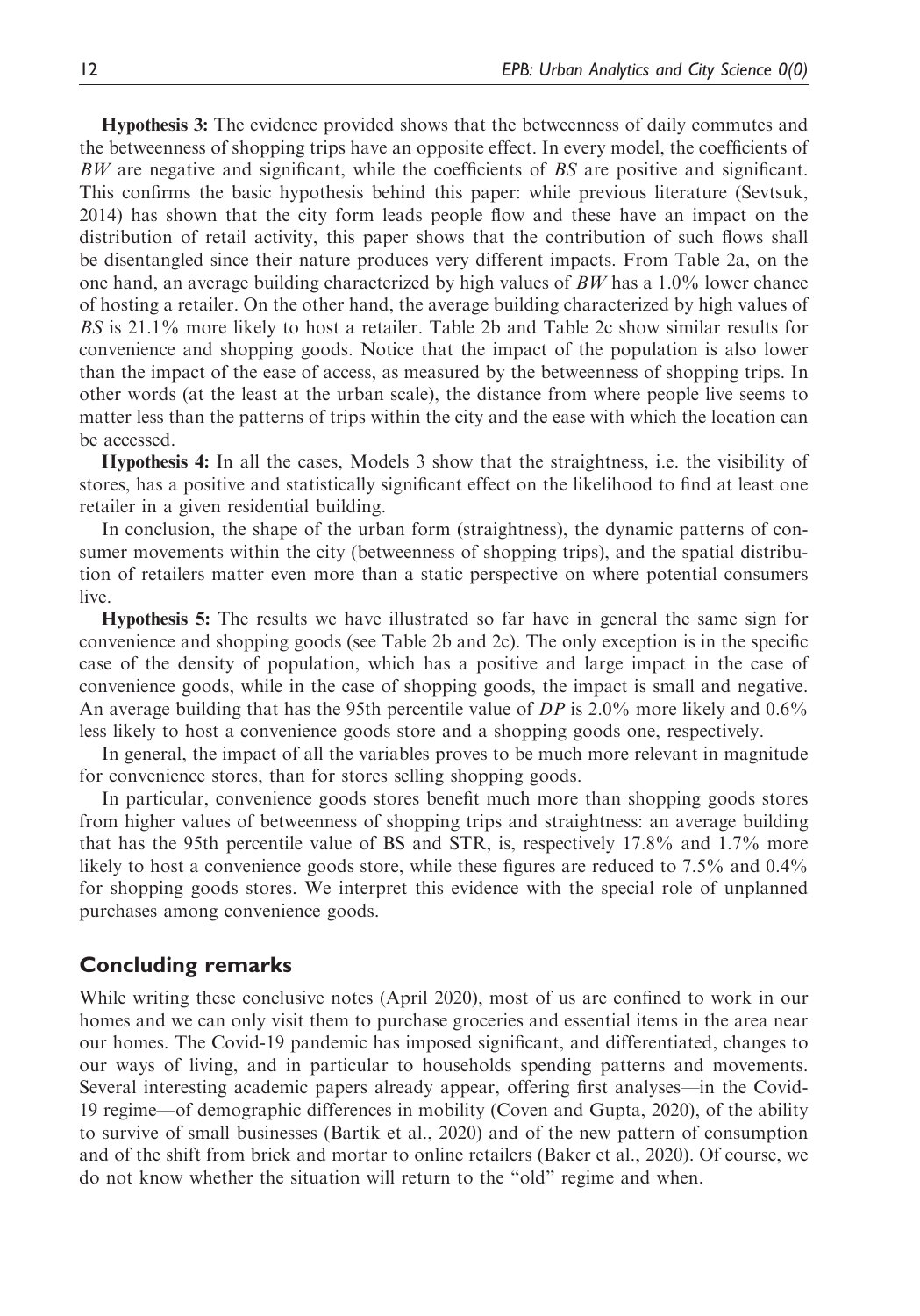**Hypothesis 3:** The evidence provided shows that the betweenness of daily commutes and the betweenness of shopping trips have an opposite effect. In every model, the coefficients of *BW* are negative and significant, while the coefficients of *BS* are positive and significant. This confirms the basic hypothesis behind this paper: while previous literature (Sevtsuk, 2014) has shown that the city form leads people flow and these have an impact on the distribution of retail activity, this paper shows that the contribution of such flows shall be disentangled since their nature produces very different impacts. From Table 2a, on the one hand, an average building characterized by high values of *BW* has a 1.0% lower chance of hosting a retailer. On the other hand, the average building characterized by high values of *BS* is 21.1% more likely to host a retailer. Table 2b and Table 2c show similar results for convenience and shopping goods. Notice that the impact of the population is also lower than the impact of the ease of access, as measured by the betweenness of shopping trips. In other words (at the least at the urban scale), the distance from where people live seems to matter less than the patterns of trips within the city and the ease with which the location can be accessed.

**Hypothesis 4:** In all the cases, Models 3 show that the straightness, i.e. the visibility of stores, has a positive and statistically significant effect on the likelihood to find at least one retailer in a given residential building.

In conclusion, the shape of the urban form (straightness), the dynamic patterns of consumer movements within the city (betweenness of shopping trips), and the spatial distribution of retailers matter even more than a static perspective on where potential consumers live.

**Hypothesis 5:** The results we have illustrated so far have in general the same sign for convenience and shopping goods (see Table 2b and 2c). The only exception is in the specific case of the density of population, which has a positive and large impact in the case of convenience goods, while in the case of shopping goods, the impact is small and negative. An average building that has the 95th percentile value of *DP* is 2.0% more likely and 0.6% less likely to host a convenience goods store and a shopping goods one, respectively.

In general, the impact of all the variables proves to be much more relevant in magnitude for convenience stores, than for stores selling shopping goods.

In particular, convenience goods stores benefit much more than shopping goods stores from higher values of betweenness of shopping trips and straightness: an average building that has the 95th percentile value of BS and STR, is, respectively 17.8% and 1.7% more likely to host a convenience goods store, while these figures are reduced to 7.5% and 0.4% for shopping goods stores. We interpret this evidence with the special role of unplanned purchases among convenience goods.

## Concluding remarks

While writing these conclusive notes (April 2020), most of us are confined to work in our homes and we can only visit them to purchase groceries and essential items in the area near our homes. The Covid-19 pandemic has imposed significant, and differentiated, changes to our ways of living, and in particular to households spending patterns and movements. Several interesting academic papers already appear, offering first analyses—in the Covid-19 regime—of demographic differences in mobility (Coven and Gupta, 2020), of the ability to survive of small businesses (Bartik et al., 2020) and of the new pattern of consumption and of the shift from brick and mortar to online retailers (Baker et al., 2020). Of course, we do not know whether the situation will return to the "old" regime and when.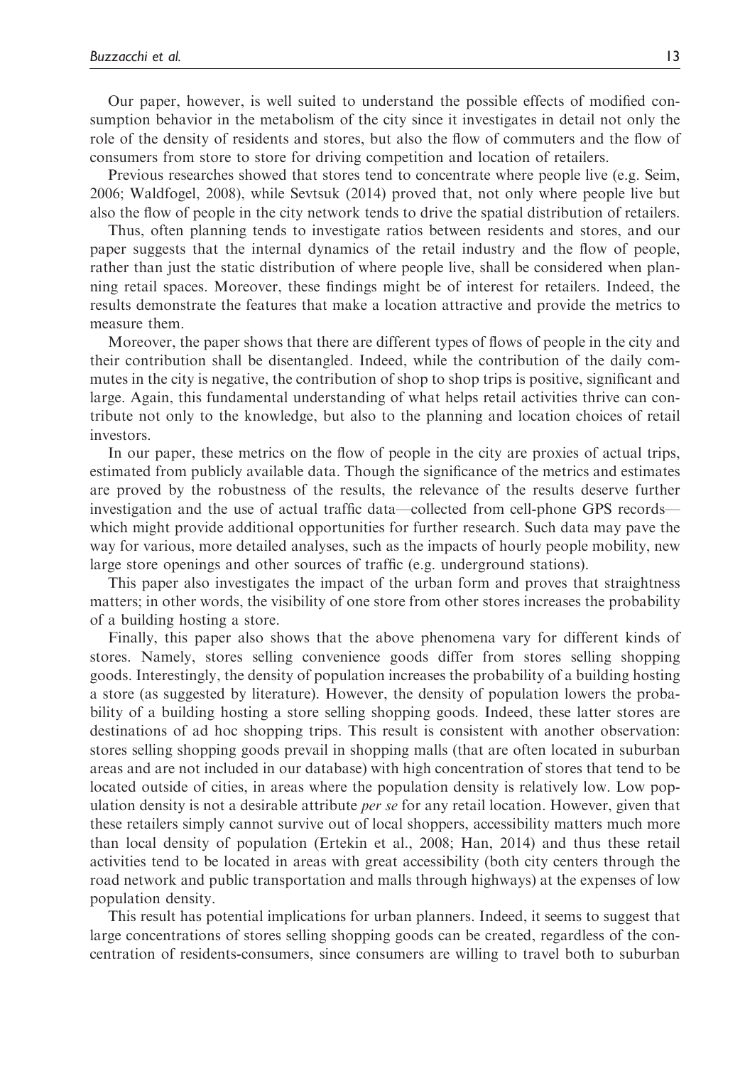Our paper, however, is well suited to understand the possible effects of modified consumption behavior in the metabolism of the city since it investigates in detail not only the role of the density of residents and stores, but also the flow of commuters and the flow of consumers from store to store for driving competition and location of retailers.

Previous researches showed that stores tend to concentrate where people live (e.g. Seim, 2006; Waldfogel, 2008), while Sevtsuk (2014) proved that, not only where people live but also the flow of people in the city network tends to drive the spatial distribution of retailers.

Thus, often planning tends to investigate ratios between residents and stores, and our paper suggests that the internal dynamics of the retail industry and the flow of people, rather than just the static distribution of where people live, shall be considered when planning retail spaces. Moreover, these findings might be of interest for retailers. Indeed, the results demonstrate the features that make a location attractive and provide the metrics to measure them.

Moreover, the paper shows that there are different types of flows of people in the city and their contribution shall be disentangled. Indeed, while the contribution of the daily commutes in the city is negative, the contribution of shop to shop trips is positive, significant and large. Again, this fundamental understanding of what helps retail activities thrive can contribute not only to the knowledge, but also to the planning and location choices of retail investors.

In our paper, these metrics on the flow of people in the city are proxies of actual trips, estimated from publicly available data. Though the significance of the metrics and estimates are proved by the robustness of the results, the relevance of the results deserve further investigation and the use of actual traffic data—collected from cell-phone GPS records—which might provide additional opportunities for further research. Such data may pave the way for various, more detailed analyses, such as the impacts of hourly people mobility, new large store openings and other sources of traffic (e.g. underground stations).

This paper also investigates the impact of the urban form and proves that straightness matters; in other words, the visibility of one store from other stores increases the probability of a building hosting a store.

Finally, this paper also shows that the above phenomena vary for different kinds of stores. Namely, stores selling convenience goods differ from stores selling shopping goods. Interestingly, the density of population increases the probability of a building hosting a store (as suggested by literature). However, the density of population lowers the probability of a building hosting a store selling shopping goods. Indeed, these latter stores are destinations of ad hoc shopping trips. This result is consistent with another observation: stores selling shopping goods prevail in shopping malls (that are often located in suburban areas and are not included in our database) with high concentration of stores that tend to be located outside of cities, in areas where the population density is relatively low. Low population density is not a desirable attribute *per se* for any retail location. However, given that these retailers simply cannot survive out of local shoppers, accessibility matters much more than local density of population (Ertekin et al., 2008; Han, 2014) and thus these retail activities tend to be located in areas with great accessibility (both city centers through the road network and public transportation and malls through highways) at the expenses of low population density.

This result has potential implications for urban planners. Indeed, it seems to suggest that large concentrations of stores selling shopping goods can be created, regardless of the concentration of residents-consumers, since consumers are willing to travel both to suburban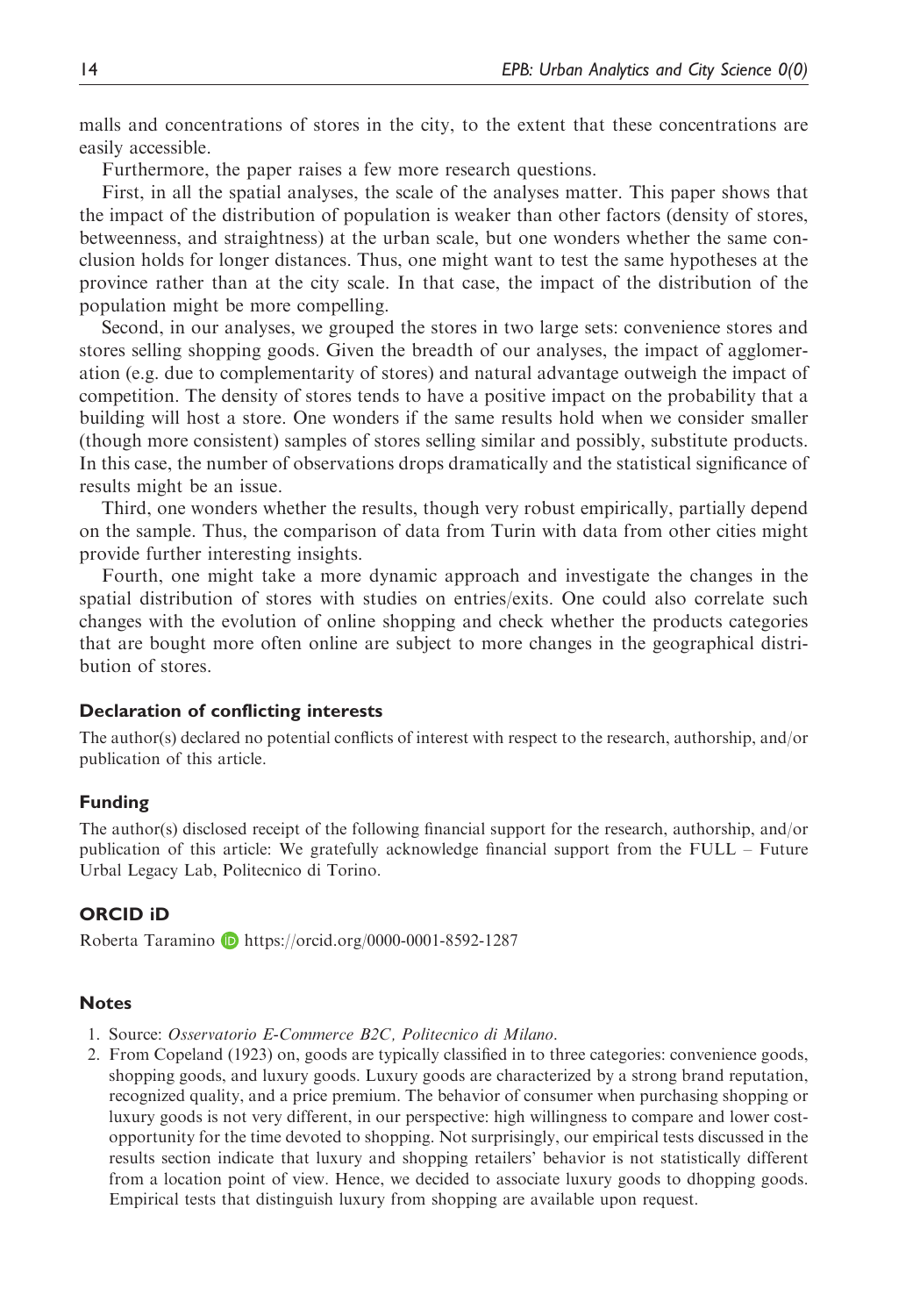malls and concentrations of stores in the city, to the extent that these concentrations are easily accessible.

Furthermore, the paper raises a few more research questions.

First, in all the spatial analyses, the scale of the analyses matter. This paper shows that the impact of the distribution of population is weaker than other factors (density of stores, betweenness, and straightness) at the urban scale, but one wonders whether the same conclusion holds for longer distances. Thus, one might want to test the same hypotheses at the province rather than at the city scale. In that case, the impact of the distribution of the population might be more compelling.

Second, in our analyses, we grouped the stores in two large sets: convenience stores and stores selling shopping goods. Given the breadth of our analyses, the impact of agglomeration (e.g. due to complementarity of stores) and natural advantage outweigh the impact of competition. The density of stores tends to have a positive impact on the probability that a building will host a store. One wonders if the same results hold when we consider smaller (though more consistent) samples of stores selling similar and possibly, substitute products. In this case, the number of observations drops dramatically and the statistical significance of results might be an issue.

Third, one wonders whether the results, though very robust empirically, partially depend on the sample. Thus, the comparison of data from Turin with data from other cities might provide further interesting insights.

Fourth, one might take a more dynamic approach and investigate the changes in the spatial distribution of stores with studies on entries/exits. One could also correlate such changes with the evolution of online shopping and check whether the products categories that are bought more often online are subject to more changes in the geographical distribution of stores.

### Declaration of conflicting interests

The author(s) declared no potential conflicts of interest with respect to the research, authorship, and/or publication of this article.

### Funding

The author(s) disclosed receipt of the following financial support for the research, authorship, and/or publication of this article: We gratefully acknowledge financial support from the FULL – Future Urbal Legacy Lab, Politecnico di Torino.

### ORCID iD

Roberta Taramino https://orcid.org/0000-0001-8592-1287

### Notes

1. Source: *Osservatorio E-Commerce B2C, Politecnico di Milano*.
2. From Copeland (1923) on, goods are typically classified in to three categories: convenience goods, shopping goods, and luxury goods. Luxury goods are characterized by a strong brand reputation, recognized quality, and a price premium. The behavior of consumer when purchasing shopping or luxury goods is not very different, in our perspective: high willingness to compare and lower cost-opportunity for the time devoted to shopping. Not surprisingly, our empirical tests discussed in the results section indicate that luxury and shopping retailers' behavior is not statistically different from a location point of view. Hence, we decided to associate luxury goods to dhopping goods. Empirical tests that distinguish luxury from shopping are available upon request.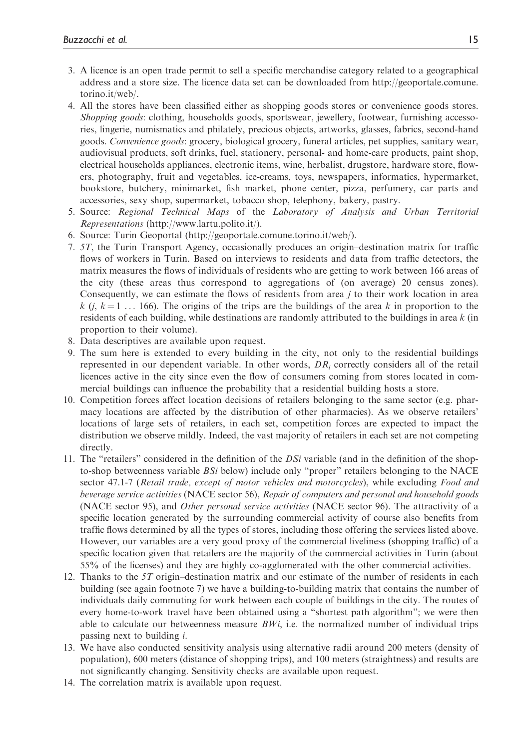3. A licence is an open trade permit to sell a specific merchandise category related to a geographical address and a store size. The licence data set can be downloaded from http://geoportale.comune.torino.it/web/.
4. All the stores have been classified either as shopping goods stores or convenience goods stores. *Shopping goods*: clothing, households goods, sportswear, jewellery, footwear, furnishing accessories, lingerie, numismatics and philately, precious objects, artworks, glasses, fabrics, second-hand goods. *Convenience goods*: grocery, biological grocery, funeral articles, pet supplies, sanitary wear, audiovisual products, soft drinks, fuel, stationery, personal- and home-care products, paint shop, electrical households appliances, electronic items, wine, herbalist, drugstore, hardware store, flowers, photography, fruit and vegetables, ice-creams, toys, newspapers, informatics, hypermarket, bookstore, butchery, minimarket, fish market, phone center, pizza, perfumery, car parts and accessories, sexy shop, supermarket, tobacco shop, telephony, bakery, pastry.
5. Source: *Regional Technical Maps* of the *Laboratory of Analysis and Urban Territorial Representations* (http://www.lartu.polito.it/).
6. Source: Turin Geoportal (http://geoportale.comune.torino.it/web/).
7. *5T*, the Turin Transport Agency, occasionally produces an origin–destination matrix for traffic flows of workers in Turin. Based on interviews to residents and data from traffic detectors, the matrix measures the flows of individuals of residents who are getting to work between 166 areas of the city (these areas thus correspond to aggregations of (on average) 20 census zones). Consequently, we can estimate the flows of residents from area $j$ to their work location in area $k$ ($j$, $k = 1 \ldots 166$). The origins of the trips are the buildings of the area $k$ in proportion to the residents of each building, while destinations are randomly attributed to the buildings in area $k$ (in proportion to their volume).
8. Data descriptives are available upon request.
9. The sum here is extended to every building in the city, not only to the residential buildings represented in our dependent variable. In other words, $DR_i$ correctly considers all of the retail licences active in the city since even the flow of consumers coming from stores located in commercial buildings can influence the probability that a residential building hosts a store.
10. Competition forces affect location decisions of retailers belonging to the same sector (e.g. pharmacy locations are affected by the distribution of other pharmacies). As we observe retailers' locations of large sets of retailers, in each set, competition forces are expected to impact the distribution we observe mildly. Indeed, the vast majority of retailers in each set are not competing directly.
11. The "retailers" considered in the definition of the *DSi* variable (and in the definition of the shop-to-shop betweenness variable *BSi* below) include only "proper" retailers belonging to the NACE sector 47.1-7 (*Retail trade, except of motor vehicles and motorcycles*), while excluding *Food and beverage service activities* (NACE sector 56), *Repair of computers and personal and household goods* (NACE sector 95), and *Other personal service activities* (NACE sector 96). The attractivity of a specific location generated by the surrounding commercial activity of course also benefits from traffic flows determined by all the types of stores, including those offering the services listed above. However, our variables are a very good proxy of the commercial liveliness (shopping traffic) of a specific location given that retailers are the majority of the commercial activities in Turin (about 55% of the licenses) and they are highly co-agglomerated with the other commercial activities.
12. Thanks to the *5T* origin–destination matrix and our estimate of the number of residents in each building (see again footnote 7) we have a building-to-building matrix that contains the number of individuals daily commuting for work between each couple of buildings in the city. The routes of every home-to-work travel have been obtained using a "shortest path algorithm"; we were then able to calculate our betweenness measure *BWi*, i.e. the normalized number of individual trips passing next to building $i$.
13. We have also conducted sensitivity analysis using alternative radii around 200 meters (density of population), 600 meters (distance of shopping trips), and 100 meters (straightness) and results are not significantly changing. Sensitivity checks are available upon request.
14. The correlation matrix is available upon request.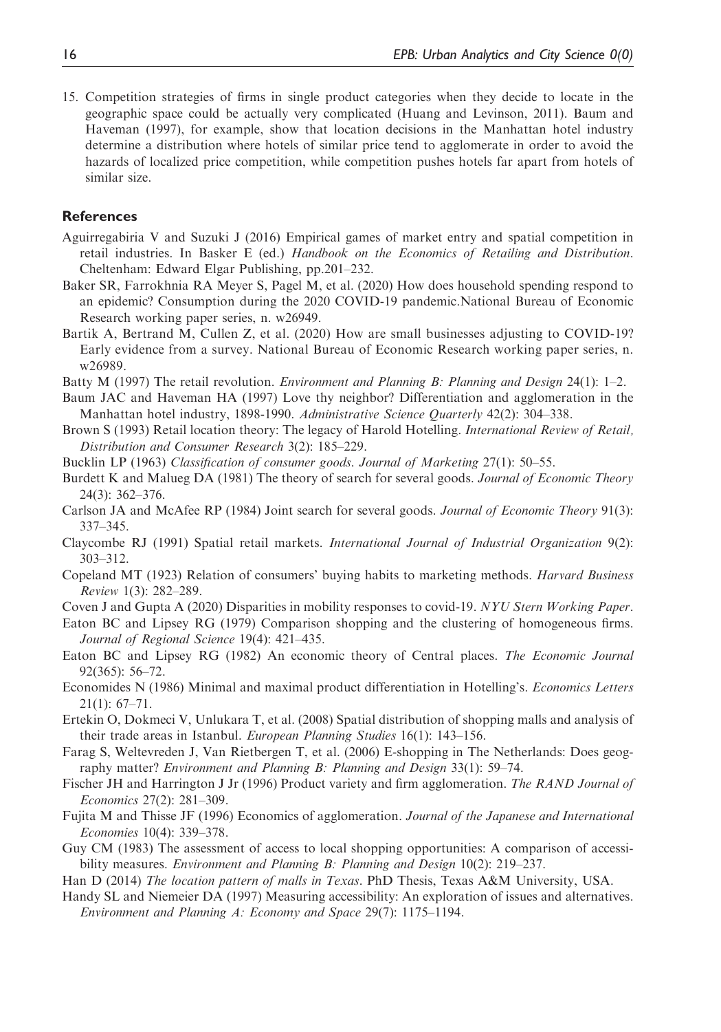15. Competition strategies of firms in single product categories when they decide to locate in the geographic space could be actually very complicated (Huang and Levinson, 2011). Baum and Haveman (1997), for example, show that location decisions in the Manhattan hotel industry determine a distribution where hotels of similar price tend to agglomerate in order to avoid the hazards of localized price competition, while competition pushes hotels far apart from hotels of similar size.

## References

Aguirregabiria V and Suzuki J (2016) Empirical games of market entry and spatial competition in retail industries. In Basker E (ed.) *Handbook on the Economics of Retailing and Distribution*. Cheltenham: Edward Elgar Publishing, pp.201–232.

Baker SR, Farrokhnia RA Meyer S, Pagel M, et al. (2020) How does household spending respond to an epidemic? Consumption during the 2020 COVID-19 pandemic.National Bureau of Economic Research working paper series, n. w26949.

Bartik A, Bertrand M, Cullen Z, et al. (2020) How are small businesses adjusting to COVID-19? Early evidence from a survey. National Bureau of Economic Research working paper series, n. w26989.

Batty M (1997) The retail revolution. *Environment and Planning B: Planning and Design* 24(1): 1–2.

Baum JAC and Haveman HA (1997) Love thy neighbor? Differentiation and agglomeration in the Manhattan hotel industry, 1898-1990. *Administrative Science Quarterly* 42(2): 304–338.

Brown S (1993) Retail location theory: The legacy of Harold Hotelling. *International Review of Retail, Distribution and Consumer Research* 3(2): 185–229.

Bucklin LP (1963) *Classification of consumer goods*. *Journal of Marketing* 27(1): 50–55.

Burdett K and Malueg DA (1981) The theory of search for several goods. *Journal of Economic Theory* 24(3): 362–376.

Carlson JA and McAfee RP (1984) Joint search for several goods. *Journal of Economic Theory* 91(3): 337–345.

Claycombe RJ (1991) Spatial retail markets. *International Journal of Industrial Organization* 9(2): 303–312.

Copeland MT (1923) Relation of consumers' buying habits to marketing methods. *Harvard Business Review* 1(3): 282–289.

Coven J and Gupta A (2020) Disparities in mobility responses to covid-19. *NYU Stern Working Paper*.

Eaton BC and Lipsey RG (1979) Comparison shopping and the clustering of homogeneous firms. *Journal of Regional Science* 19(4): 421–435.

Eaton BC and Lipsey RG (1982) An economic theory of Central places. *The Economic Journal* 92(365): 56–72.

Economides N (1986) Minimal and maximal product differentiation in Hotelling's. *Economics Letters* 21(1): 67–71.

Ertekin O, Dokmeci V, Unlukara T, et al. (2008) Spatial distribution of shopping malls and analysis of their trade areas in Istanbul. *European Planning Studies* 16(1): 143–156.

Farag S, Weltevreden J, Van Rietbergen T, et al. (2006) E-shopping in The Netherlands: Does geography matter? *Environment and Planning B: Planning and Design* 33(1): 59–74.

Fischer JH and Harrington J Jr (1996) Product variety and firm agglomeration. *The RAND Journal of Economics* 27(2): 281–309.

Fujita M and Thisse JF (1996) Economics of agglomeration. *Journal of the Japanese and International Economies* 10(4): 339–378.

Guy CM (1983) The assessment of access to local shopping opportunities: A comparison of accessibility measures. *Environment and Planning B: Planning and Design* 10(2): 219–237.

Han D (2014) *The location pattern of malls in Texas*. PhD Thesis, Texas A&M University, USA.

Handy SL and Niemeier DA (1997) Measuring accessibility: An exploration of issues and alternatives. *Environment and Planning A: Economy and Space* 29(7): 1175–1194.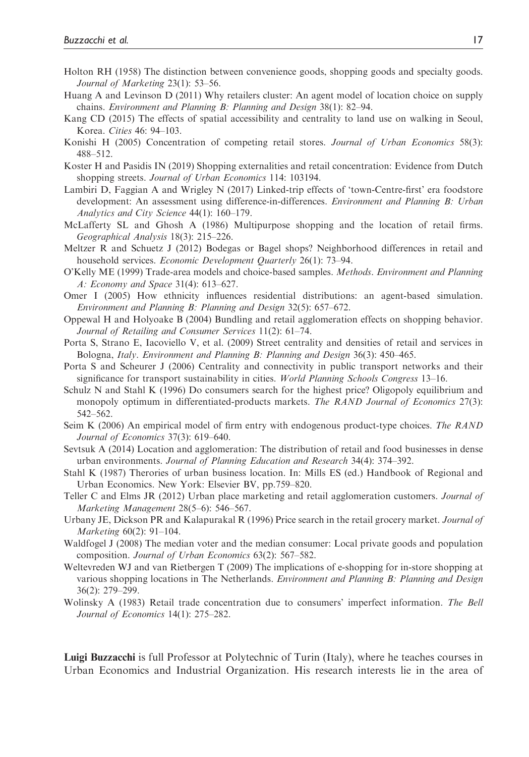Holton RH (1958) The distinction between convenience goods, shopping goods and specialty goods. *Journal of Marketing* 23(1): 53–56.

Huang A and Levinson D (2011) Why retailers cluster: An agent model of location choice on supply chains. *Environment and Planning B: Planning and Design* 38(1): 82–94.

Kang CD (2015) The effects of spatial accessibility and centrality to land use on walking in Seoul, Korea. *Cities* 46: 94–103.

Konishi H (2005) Concentration of competing retail stores. *Journal of Urban Economics* 58(3): 488–512.

Koster H and Pasidis IN (2019) Shopping externalities and retail concentration: Evidence from Dutch shopping streets. *Journal of Urban Economics* 114: 103194.

Lambiri D, Faggian A and Wrigley N (2017) Linked-trip effects of 'town-Centre-first' era foodstore development: An assessment using difference-in-differences. *Environment and Planning B: Urban Analytics and City Science* 44(1): 160–179.

McLafferty SL and Ghosh A (1986) Multipurpose shopping and the location of retail firms. *Geographical Analysis* 18(3): 215–226.

Meltzer R and Schuetz J (2012) Bodegas or Bagel shops? Neighborhood differences in retail and household services. *Economic Development Quarterly* 26(1): 73–94.

O'Kelly ME (1999) Trade-area models and choice-based samples. *Methods. Environment and Planning A: Economy and Space* 31(4): 613–627.

Omer I (2005) How ethnicity influences residential distributions: an agent-based simulation. *Environment and Planning B: Planning and Design* 32(5): 657–672.

Oppewal H and Holyoake B (2004) Bundling and retail agglomeration effects on shopping behavior. *Journal of Retailing and Consumer Services* 11(2): 61–74.

Porta S, Strano E, Iacoviello V, et al. (2009) Street centrality and densities of retail and services in Bologna, *Italy*. *Environment and Planning B: Planning and Design* 36(3): 450–465.

Porta S and Scheurer J (2006) Centrality and connectivity in public transport networks and their significance for transport sustainability in cities. *World Planning Schools Congress* 13–16.

Schulz N and Stahl K (1996) Do consumers search for the highest price? Oligopoly equilibrium and monopoly optimum in differentiated-products markets. *The RAND Journal of Economics* 27(3): 542–562.

Seim K (2006) An empirical model of firm entry with endogenous product-type choices. *The RAND Journal of Economics* 37(3): 619–640.

Sevtsuk A (2014) Location and agglomeration: The distribution of retail and food businesses in dense urban environments. *Journal of Planning Education and Research* 34(4): 374–392.

Stahl K (1987) Therories of urban business location. In: Mills ES (ed.) Handbook of Regional and Urban Economics. New York: Elsevier BV, pp.759–820.

Teller C and Elms JR (2012) Urban place marketing and retail agglomeration customers. *Journal of Marketing Management* 28(5–6): 546–567.

Urbany JE, Dickson PR and Kalapurakal R (1996) Price search in the retail grocery market. *Journal of Marketing* 60(2): 91–104.

Waldfogel J (2008) The median voter and the median consumer: Local private goods and population composition. *Journal of Urban Economics* 63(2): 567–582.

Weltevreden WJ and van Rietbergen T (2009) The implications of e-shopping for in-store shopping at various shopping locations in The Netherlands. *Environment and Planning B: Planning and Design* 36(2): 279–299.

Wolinsky A (1983) Retail trade concentration due to consumers' imperfect information. *The Bell Journal of Economics* 14(1): 275–282.

**Luigi Buzzacchi** is full Professor at Polytechnic of Turin (Italy), where he teaches courses in Urban Economics and Industrial Organization. His research interests lie in the area of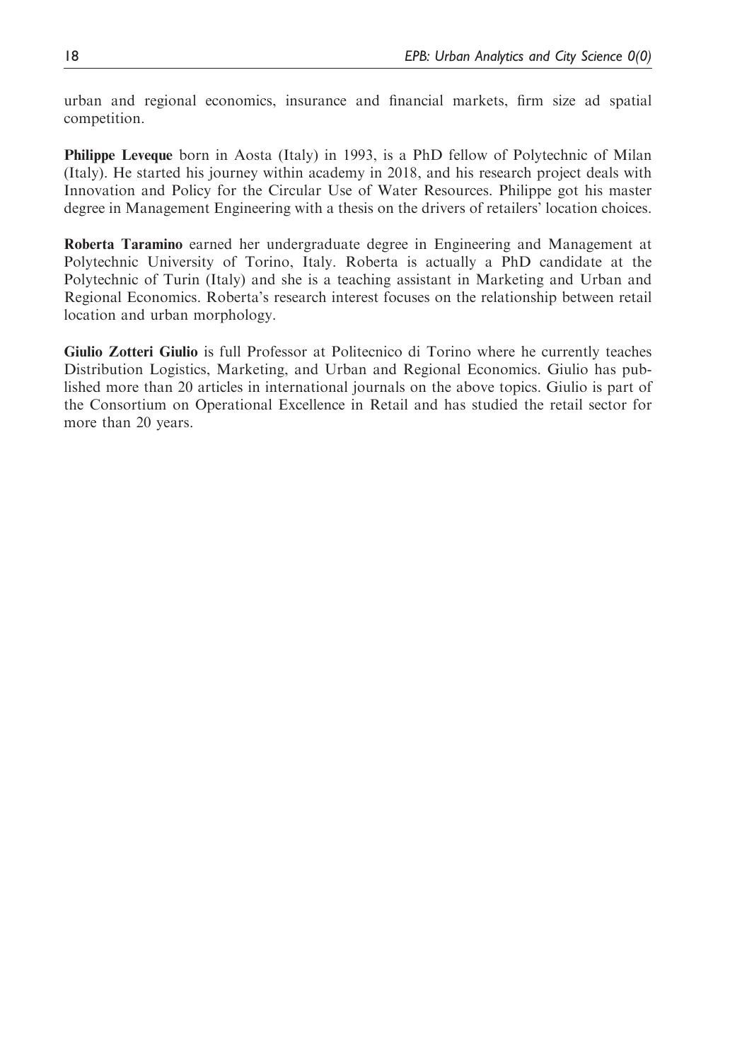urban and regional economics, insurance and financial markets, firm size ad spatial competition.

**Philippe Leveque** born in Aosta (Italy) in 1993, is a PhD fellow of Polytechnic of Milan (Italy). He started his journey within academy in 2018, and his research project deals with Innovation and Policy for the Circular Use of Water Resources. Philippe got his master degree in Management Engineering with a thesis on the drivers of retailers' location choices.

**Roberta Taramino** earned her undergraduate degree in Engineering and Management at Polytechnic University of Torino, Italy. Roberta is actually a PhD candidate at the Polytechnic of Turin (Italy) and she is a teaching assistant in Marketing and Urban and Regional Economics. Roberta's research interest focuses on the relationship between retail location and urban morphology.

**Giulio Zotteri Giulio** is full Professor at Politecnico di Torino where he currently teaches Distribution Logistics, Marketing, and Urban and Regional Economics. Giulio has published more than 20 articles in international journals on the above topics. Giulio is part of the Consortium on Operational Excellence in Retail and has studied the retail sector for more than 20 years.